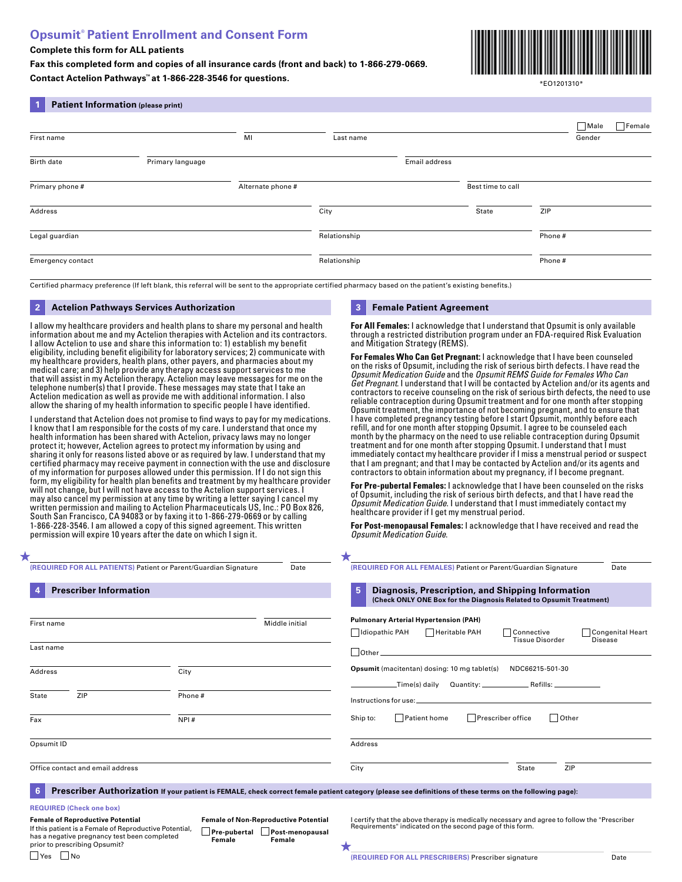# Opsumit® Patient Enrollment and Consent Form

**Complete this form for ALL patients**

**Fax this completed form and copies of all insurance cards (front and back) to 1-866-279-0669.**

**Contact Actelion Pathways™ at 1-866-228-3546 for questions.**

*EO1201310*

## 1 Patient Information (please print)

First name ______ MI ______ Last name ______ Gender ☐ Male ☐ Female

Birth date ______ Primary language ______ Email address ______

Primary phone # ______ Alternate phone # ______ Best time to call ______

Address ______ City ______ State ______ ZIP ______

Legal guardian ______ Relationship ______ Phone # ______

Emergency contact ______ Relationship ______ Phone # ______

Certified pharmacy preference (If left blank, this referral will be sent to the appropriate certified pharmacy based on the patient's existing benefits.) ______

## 2 Actelion Pathways Services Authorization

I allow my healthcare providers and health plans to share my personal and health information about me and my Actelion therapies with Actelion and its contractors. I allow Actelion to use and share this information to: 1) establish my benefit eligibility, including benefit eligibility for laboratory services; 2) communicate with my healthcare providers, health plans, other payers, and pharmacies about my medical care; and 3) help provide any therapy access support services to me that will assist in my Actelion therapy. Actelion may leave messages for me on the telephone number(s) that I provide. These messages may state that I take an Actelion medication as well as provide me with additional information. I also allow the sharing of my health information to specific people I have identified.

I understand that Actelion does not promise to find ways to pay for my medications. I know that I am responsible for the costs of my care. I understand that once my health information has been shared with Actelion, privacy laws may no longer protect it; however, Actelion agrees to protect my information by using and sharing it only for reasons listed above or as required by law. I understand that my certified pharmacy may receive payment in connection with the use and disclosure of my information for purposes allowed under this permission. If I do not sign this form, my eligibility for health plan benefits and treatment by my healthcare provider will not change, but I will not have access to the Actelion support services. I may also cancel my permission at any time by writing a letter saying I cancel my written permission and mailing to Actelion Pharmaceuticals US, Inc.: PO Box 826, South San Francisco, CA 94083 or by faxing it to 1-866-279-0669 or by calling 1-866-228-3546. I am allowed a copy of this signed agreement. This written permission will expire 10 years after the date on which I sign it.

★ ______ Date ______
(REQUIRED FOR ALL PATIENTS) Patient or Parent/Guardian Signature

## 3 Female Patient Agreement

**For All Females:** I acknowledge that I understand that Opsumit is only available through a restricted distribution program under an FDA-required Risk Evaluation and Mitigation Strategy (REMS).

**For Females Who Can Get Pregnant:** I acknowledge that I have been counseled on the risks of Opsumit, including the risk of serious birth defects. I have read the *Opsumit Medication Guide* and the *Opsumit REMS Guide for Females Who Can Get Pregnant*. I understand that I will be contacted by Actelion and/or its agents and contractors to receive counseling on the risk of serious birth defects, the need to use reliable contraception during Opsumit treatment and for one month after stopping Opsumit treatment, the importance of not becoming pregnant, and to ensure that I have completed pregnancy testing before I start Opsumit, monthly before each refill, and for one month after stopping Opsumit. I agree to be counseled each month by the pharmacy on the need to use reliable contraception during Opsumit treatment and for one month after stopping Opsumit. I understand that I must immediately contact my healthcare provider if I miss a menstrual period or suspect that I am pregnant; and that I may be contacted by Actelion and/or its agents and contractors to obtain information about my pregnancy, if I become pregnant.

**For Pre-pubertal Females:** I acknowledge that I have been counseled on the risks of Opsumit, including the risk of serious birth defects, and that I have read the *Opsumit Medication Guide*. I understand that I must immediately contact my healthcare provider if I get my menstrual period.

**For Post-menopausal Females:** I acknowledge that I have received and read the *Opsumit Medication Guide*.

★ ______ Date ______
(REQUIRED FOR ALL FEMALES) Patient or Parent/Guardian Signature

## 4 Prescriber Information

First name ______ Middle initial ______

Last name ______

Address ______ City ______

State ______ ZIP ______ Phone # ______

Fax ______ NPI # ______

Opsumit ID ______

Office contact and email address ______

## 5 Diagnosis, Prescription, and Shipping Information

**(Check ONLY ONE Box for the Diagnosis Related to Opsumit Treatment)**

**Pulmonary Arterial Hypertension (PAH)**

☐ Idiopathic PAH ☐ Heritable PAH ☐ Connective Tissue Disorder ☐ Congenital Heart Disease

☐ Other ______

**Opsumit** (macitentan) dosing: 10 mg tablet(s) NDC66215-501-30

______ Time(s) daily Quantity: ______ Refills: ______

Instructions for use: ______

Ship to: ☐ Patient home ☐ Prescriber office ☐ Other

Address ______

City ______ State ______ ZIP ______

## 6 Prescriber Authorization

**If your patient is FEMALE, check correct female patient category (please see definitions of these terms on the following page):**

REQUIRED (Check one box)

**Female of Reproductive Potential**
If this patient is a Female of Reproductive Potential, has a negative pregnancy test been completed prior to prescribing Opsumit?
☐ Yes ☐ No

**Female of Non-Reproductive Potential**
☐ **Pre-pubertal Female** ☐ **Post-menopausal Female**

I certify that the above therapy is medically necessary and agree to follow the "Prescriber Requirements" indicated on the second page of this form.

★ ______ Date ______
(REQUIRED FOR ALL PRESCRIBERS) Prescriber signature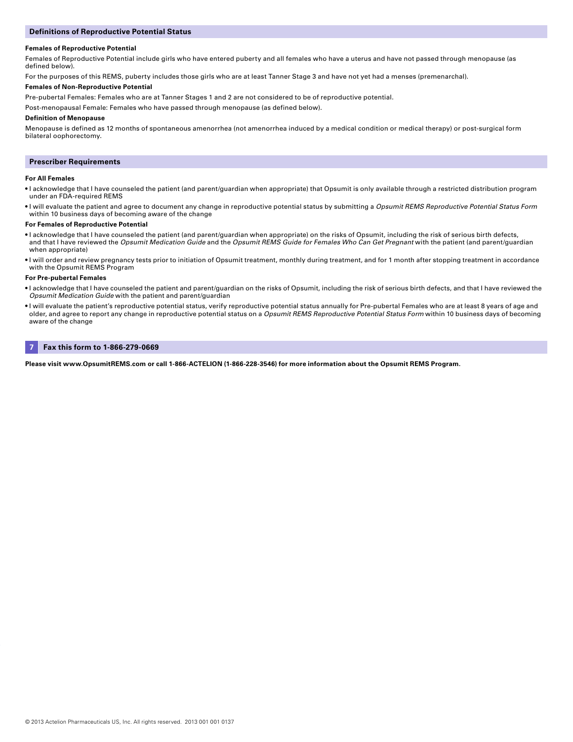## Definitions of Reproductive Potential Status

**Females of Reproductive Potential**

Females of Reproductive Potential include girls who have entered puberty and all females who have a uterus and have not passed through menopause (as defined below).

For the purposes of this REMS, puberty includes those girls who are at least Tanner Stage 3 and have not yet had a menses (premenarchal).

**Females of Non-Reproductive Potential**

Pre-pubertal Females: Females who are at Tanner Stages 1 and 2 are not considered to be of reproductive potential.

Post-menopausal Female: Females who have passed through menopause (as defined below).

**Definition of Menopause**

Menopause is defined as 12 months of spontaneous amenorrhea (not amenorrhea induced by a medical condition or medical therapy) or post-surgical form bilateral oophorectomy.

## Prescriber Requirements

**For All Females**

- I acknowledge that I have counseled the patient (and parent/guardian when appropriate) that Opsumit is only available through a restricted distribution program under an FDA-required REMS
- I will evaluate the patient and agree to document any change in reproductive potential status by submitting a *Opsumit REMS Reproductive Potential Status Form* within 10 business days of becoming aware of the change

**For Females of Reproductive Potential**

- I acknowledge that I have counseled the patient (and parent/guardian when appropriate) on the risks of Opsumit, including the risk of serious birth defects, and that I have reviewed the *Opsumit Medication Guide* and the *Opsumit REMS Guide for Females Who Can Get Pregnant* with the patient (and parent/guardian when appropriate)
- I will order and review pregnancy tests prior to initiation of Opsumit treatment, monthly during treatment, and for 1 month after stopping treatment in accordance with the Opsumit REMS Program

**For Pre-pubertal Females**

- I acknowledge that I have counseled the patient and parent/guardian on the risks of Opsumit, including the risk of serious birth defects, and that I have reviewed the *Opsumit Medication Guide* with the patient and parent/guardian
- I will evaluate the patient's reproductive potential status, verify reproductive potential status annually for Pre-pubertal Females who are at least 8 years of age and older, and agree to report any change in reproductive potential status on a *Opsumit REMS Reproductive Potential Status Form* within 10 business days of becoming aware of the change

## 7 Fax this form to 1-866-279-0669

**Please visit www.OpsumitREMS.com or call 1-866-ACTELION (1-866-228-3546) for more information about the Opsumit REMS Program.**

© 2013 Actelion Pharmaceuticals US, Inc. All rights reserved. 2013 001 001 0137